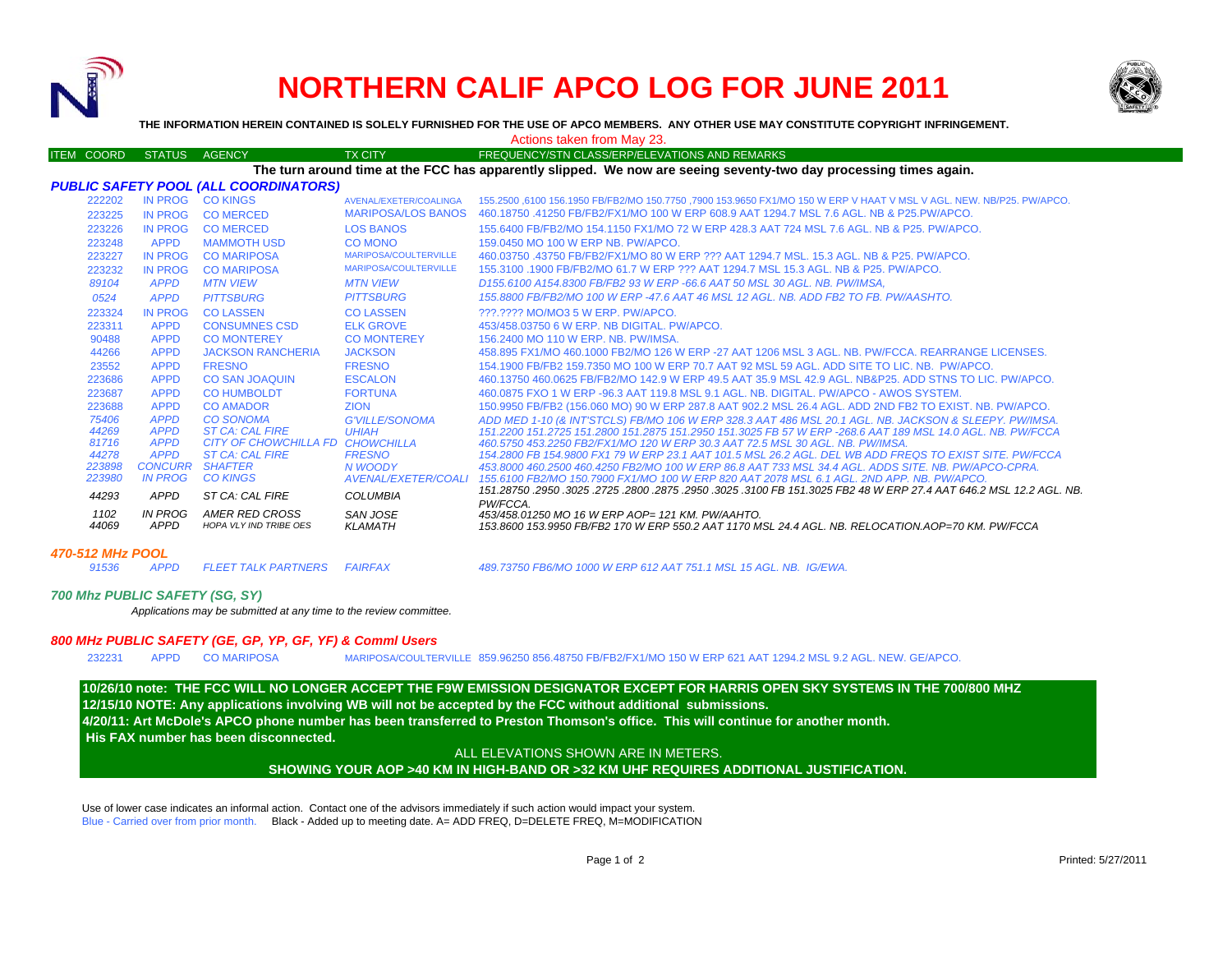# NORTHERN CALIF APCO LOG FOR JUNE 2011

**THE INFORMATION HEREIN CONTAINED IS SOLELY FURNISHED FOR THE USE OF APCO MEMBERS. ANY OTHER USE MAY CONSTITUTE COPYRIGHT INFRINGEMENT.**

Actions taken from May 23.

**The turn around time at the FCC has apparently slipped. We now are seeing seventy-two day processing times again.**

### *PUBLIC SAFETY POOL (ALL COORDINATORS)*

| ITEM COORD | STATUS | AGENCY | TX CITY | FREQUENCY/STN CLASS/ERP/ELEVATIONS AND REMARKS |
|---|---|---|---|---|
| 222202 | IN PROG | CO KINGS | AVENAL/EXETER/COALINGA | 155.2500 ,6100 156.1950 FB/FB2/MO 150.7750 ,7900 153.9650 FX1/MO 150 W ERP V HAAT V MSL V AGL. NEW. NB/P25. PW/APCO. |
| 223225 | IN PROG | CO MERCED | MARIPOSA/LOS BANOS | 460.18750 .41250 FB/FB2/FX1/MO 100 W ERP 608.9 AAT 1294.7 MSL 7.6 AGL. NB & P25.PW/APCO. |
| 223226 | IN PROG | CO MERCED | LOS BANOS | 155.6400 FB/FB2/MO 154.1150 FX1/MO 72 W ERP 428.3 AAT 724 MSL 7.6 AGL. NB & P25. PW/APCO. |
| 223248 | APPD | MAMMOTH USD | CO MONO | 159.0450 MO 100 W ERP NB. PW/APCO. |
| 223227 | IN PROG | CO MARIPOSA | MARIPOSA/COULTERVILLE | 460.03750 .43750 FB/FB2/FX1/MO 80 W ERP ??? AAT 1294.7 MSL. 15.3 AGL. NB & P25. PW/APCO. |
| 223232 | IN PROG | CO MARIPOSA | MARIPOSA/COULTERVILLE | 155.3100 .1900 FB/FB2/MO 61.7 W ERP ??? AAT 1294.7 MSL 15.3 AGL. NB & P25. PW/APCO. |
| *89104* | *APPD* | *MTN VIEW* | *MTN VIEW* | *D155.6100 A154.8300 FB/FB2 93 W ERP -66.6 AAT 50 MSL 30 AGL. NB. PW/IMSA,* |
| *0524* | *APPD* | *PITTSBURG* | *PITTSBURG* | *155.8800 FB/FB2/MO 100 W ERP -47.6 AAT 46 MSL 12 AGL. NB. ADD FB2 TO FB. PW/AASHTO.* |
| 223324 | IN PROG | CO LASSEN | CO LASSEN | ???.???? MO/MO3 5 W ERP. PW/APCO. |
| 223311 | APPD | CONSUMNES CSD | ELK GROVE | 453/458.03750 6 W ERP. NB DIGITAL. PW/APCO. |
| 90488 | APPD | CO MONTEREY | CO MONTEREY | 156.2400 MO 110 W ERP. NB. PW/IMSA. |
| 44266 | APPD | JACKSON RANCHERIA | JACKSON | 458.895 FX1/MO 460.1000 FB2/MO 126 W ERP -27 AAT 1206 MSL 3 AGL. NB. PW/FCCA. REARRANGE LICENSES. |
| 23552 | APPD | FRESNO | FRESNO | 154.1900 FB/FB2 159.7350 MO 100 W ERP 70.7 AAT 92 MSL 59 AGL. ADD SITE TO LIC. NB. PW/APCO. |
| 223686 | APPD | CO SAN JOAQUIN | ESCALON | 460.13750 460.0625 FB/FB2/MO 142.9 W ERP 49.5 AAT 35.9 MSL 42.9 AGL. NB&P25. ADD STNS TO LIC. PW/APCO. |
| 223687 | APPD | CO HUMBOLDT | FORTUNA | 460.0875 FXO 1 W ERP -96.3 AAT 119.8 MSL 9.1 AGL. NB. DIGITAL. PW/APCO - AWOS SYSTEM. |
| 223688 | APPD | CO AMADOR | ZION | 150.9950 FB/FB2 (156.060 MO) 90 W ERP 287.8 AAT 902.2 MSL 26.4 AGL. ADD 2ND FB2 TO EXIST. NB. PW/APCO. |
| *75406* | *APPD* | *CO SONOMA* | *G'VILLE/SONOMA* | *ADD MED 1-10 (& INT'STCLS) FB/MO 106 W ERP 328.3 AAT 486 MSL 20.1 AGL. NB. JACKSON & SLEEPY. PW/IMSA.* |
| *44269* | *APPD* | *ST CA: CAL FIRE* | *UHIAH* | *151.2200 151.2725 151.2800 151.2875 151.2950 151.3025 FB 57 W ERP -268.6 AAT 189 MSL 14.0 AGL. NB. PW/FCCA* |
| *81716* | *APPD* | *CITY OF CHOWCHILLA FD* | *CHOWCHILLA* | *460.5750 453.2250 FB2/FX1/MO 120 W ERP 30.3 AAT 72.5 MSL 30 AGL. NB. PW/IMSA.* |
| *44278* | *APPD* | *ST CA: CAL FIRE* | *FRESNO* | *154.2800 FB 154.9800 FX1 79 W ERP 23.1 AAT 101.5 MSL 26.2 AGL. DEL WB ADD FREQS TO EXIST SITE. PW/FCCA* |
| *223898* | *CONCURR* | *SHAFTER* | *N WOODY* | *453.8000 460.2500 460.4250 FB2/MO 100 W ERP 86.8 AAT 733 MSL 34.4 AGL. ADDS SITE. NB. PW/APCO-CPRA.* |
| *223980* | *IN PROG* | *CO KINGS* | *AVENAL/EXETER/COALI* | *155.6100 FB2/MO 150.7900 FX1/MO 100 W ERP 820 AAT 2078 MSL 6.1 AGL. 2ND APP. NB. PW/APCO.* |
| *44293* | *APPD* | *ST CA: CAL FIRE* | *COLUMBIA* | *151.28750 .2950 .3025 .2725 .2800 .2875 .2950 .3025 .3100 FB 151.3025 FB2 48 W ERP 27.4 AAT 646.2 MSL 12.2 AGL. NB. PW/FCCA.* |
| *1102* | *IN PROG* | *AMER RED CROSS* | *SAN JOSE* | *453/458.01250 MO 16 W ERP AOP= 121 KM. PW/AAHTO.* |
| *44069* | *APPD* | *HOPA VLY IND TRIBE OES* | *KLAMATH* | *153.8600 153.9950 FB/FB2 170 W ERP 550.2 AAT 1170 MSL 24.4 AGL. NB. RELOCATION.AOP=70 KM. PW/FCCA* |

### *470-512 MHz POOL*

| ITEM COORD | STATUS | AGENCY | TX CITY | FREQUENCY/STN CLASS/ERP/ELEVATIONS AND REMARKS |
|---|---|---|---|---|
| *91536* | *APPD* | *FLEET TALK PARTNERS* | *FAIRFAX* | *489.73750 FB6/MO 1000 W ERP 612 AAT 751.1 MSL 15 AGL. NB. IG/EWA.* |

### *700 Mhz PUBLIC SAFETY (SG, SY)*

*Applications may be submitted at any time to the review committee.*

### *800 MHz PUBLIC SAFETY (GE, GP, YP, GF, YF) & Comml Users*

| ITEM COORD | STATUS | AGENCY | TX CITY | FREQUENCY/STN CLASS/ERP/ELEVATIONS AND REMARKS |
|---|---|---|---|---|
| 232231 | APPD | CO MARIPOSA | MARIPOSA/COULTERVILLE | 859.96250 856.48750 FB/FB2/FX1/MO 150 W ERP 621 AAT 1294.2 MSL 9.2 AGL. NEW. GE/APCO. |

**10/26/10 note: THE FCC WILL NO LONGER ACCEPT THE F9W EMISSION DESIGNATOR EXCEPT FOR HARRIS OPEN SKY SYSTEMS IN THE 700/800 MHZ**

**12/15/10 NOTE: Any applications involving WB will not be accepted by the FCC without additional submissions.**

**4/20/11: Art McDole's APCO phone number has been transferred to Preston Thomson's office. This will continue for another month.**

**His FAX number has been disconnected.**

ALL ELEVATIONS SHOWN ARE IN METERS.

**SHOWING YOUR AOP >40 KM IN HIGH-BAND OR >32 KM UHF REQUIRES ADDITIONAL JUSTIFICATION.**

Use of lower case indicates an informal action. Contact one of the advisors immediately if such action would impact your system.

Blue - Carried over from prior month. Black - Added up to meeting date. A= ADD FREQ, D=DELETE FREQ, M=MODIFICATION

Printed: 5/27/2011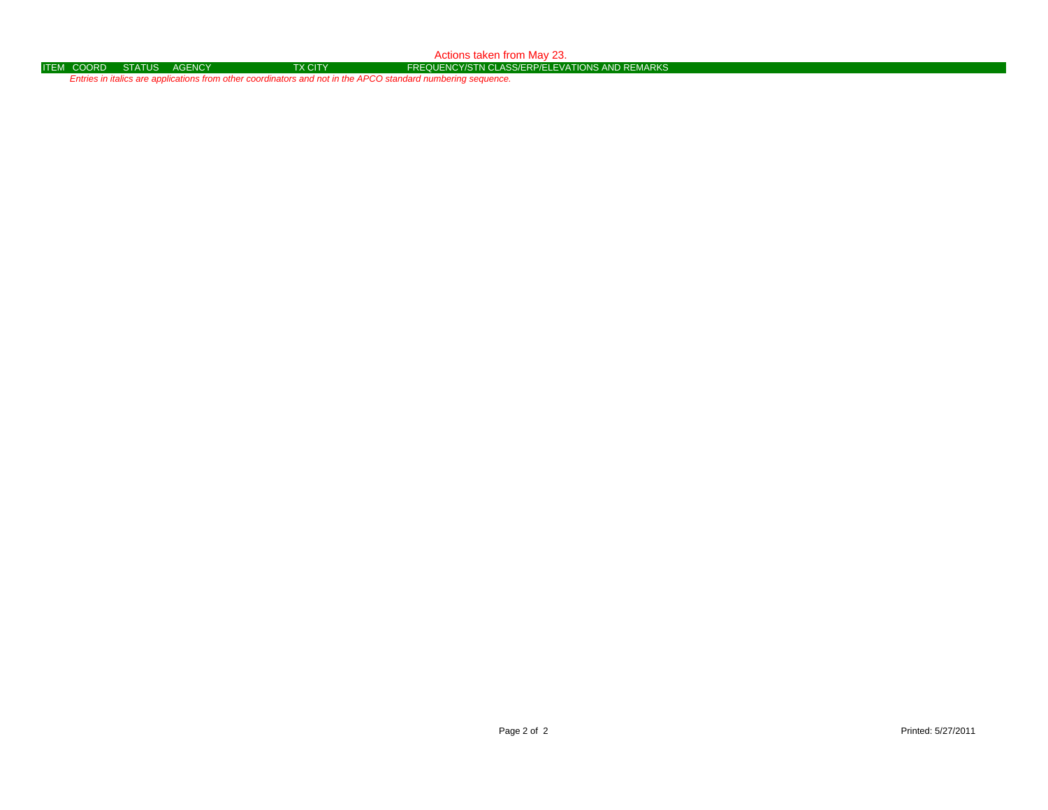Actions taken from May 23.

| ITEM | COORD | STATUS | AGENCY | TX CITY | FREQUENCY/STN CLASS/ERP/ELEVATIONS AND REMARKS |
|---|---|---|---|---|---|

*Entries in italics are applications from other coordinators and not in the APCO standard numbering sequence.*

Printed: 5/27/2011